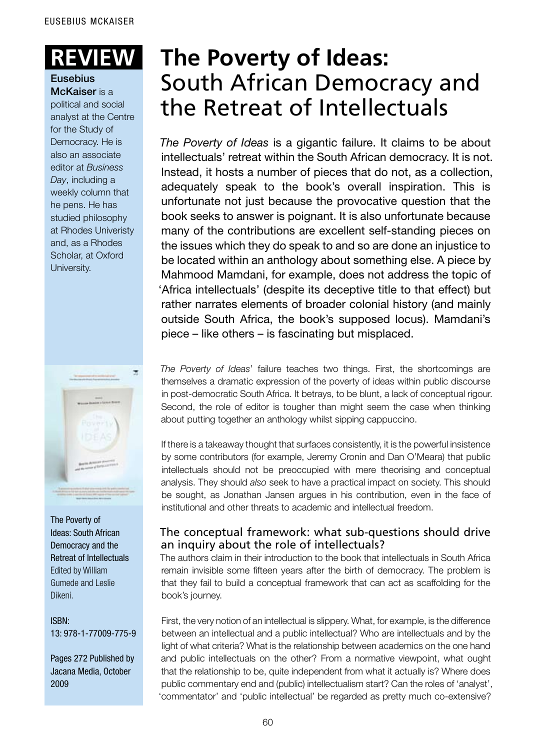# REVIEW

**Eusebius McKaiser** is a political and social analyst at the Centre for the Study of Democracy. He is also an associate editor at *Business Day*, including a weekly column that he pens. He has studied philosophy at Rhodes Univeristy and, as a Rhodes Scholar, at Oxford University.

# **The Poverty of Ideas:** South African Democracy and the Retreat of Intellectuals

*The Poverty of Ideas* is a gigantic failure. It claims to be about intellectuals' retreat within the South African democracy. It is not. Instead, it hosts a number of pieces that do not, as a collection, adequately speak to the book's overall inspiration. This is unfortunate not just because the provocative question that the book seeks to answer is poignant. It is also unfortunate because many of the contributions are excellent self-standing pieces on the issues which they do speak to and so are done an injustice to be located within an anthology about something else. A piece by Mahmood Mamdani, for example, does not address the topic of 'Africa intellectuals' (despite its deceptive title to that effect) but rather narrates elements of broader colonial history (and mainly outside South Africa, the book's supposed locus). Mamdani's piece – like others – is fascinating but misplaced.

*The Poverty of Ideas*' failure teaches two things. First, the shortcomings are themselves a dramatic expression of the poverty of ideas within public discourse in post-democratic South Africa. It betrays, to be blunt, a lack of conceptual rigour. Second, the role of editor is tougher than might seem the case when thinking about putting together an anthology whilst sipping cappuccino.

If there is a takeaway thought that surfaces consistently, it is the powerful insistence by some contributors (for example, Jeremy Cronin and Dan O'Meara) that public intellectuals should not be preoccupied with mere theorising and conceptual analysis. They should *also* seek to have a practical impact on society. This should be sought, as Jonathan Jansen argues in his contribution, even in the face of institutional and other threats to academic and intellectual freedom.

The Poverty of Ideas: South African Democracy and the Retreat of Intellectuals
Edited by William Gumede and Leslie Dikeni.

ISBN:
13: 978-1-77009-775-9

Pages 272 Published by Jacana Media, October 2009

## The conceptual framework: what sub-questions should drive an inquiry about the role of intellectuals?

The authors claim in their introduction to the book that intellectuals in South Africa remain invisible some fifteen years after the birth of democracy. The problem is that they fail to build a conceptual framework that can act as scaffolding for the book's journey.

First, the very notion of an intellectual is slippery. What, for example, is the difference between an intellectual and a public intellectual? Who are intellectuals and by the light of what criteria? What is the relationship between academics on the one hand and public intellectuals on the other? From a normative viewpoint, what ought that the relationship to be, quite independent from what it actually is? Where does public commentary end and (public) intellectualism start? Can the roles of 'analyst', 'commentator' and 'public intellectual' be regarded as pretty much co-extensive?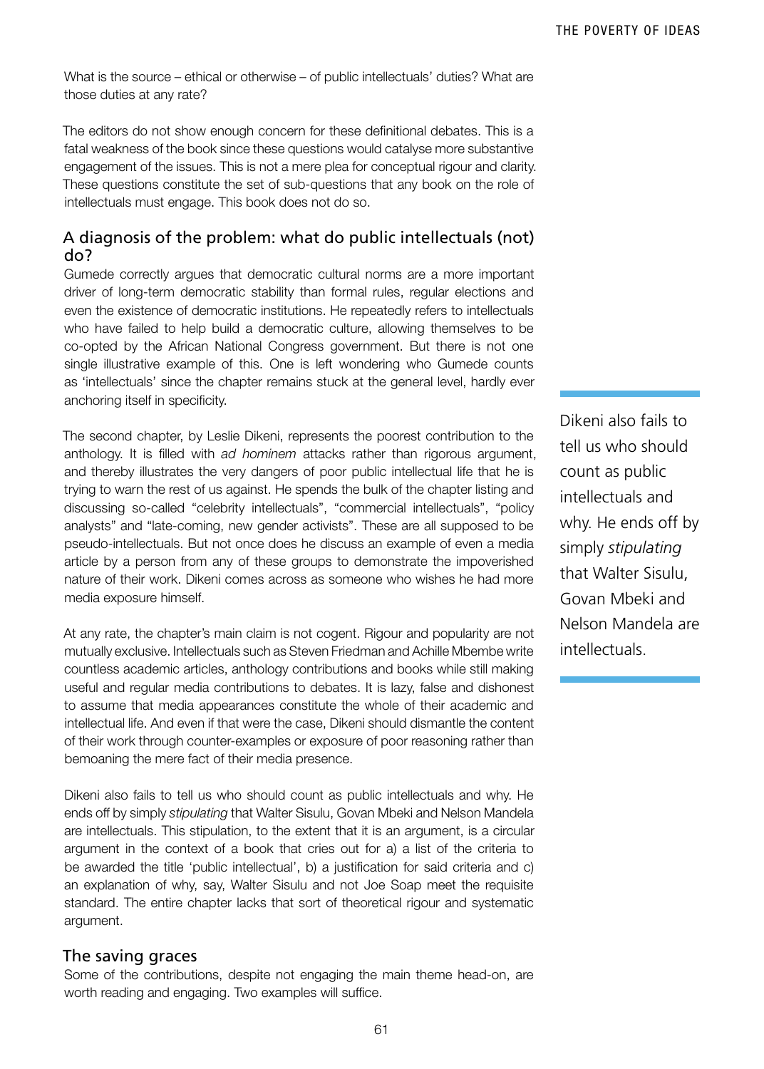What is the source – ethical or otherwise – of public intellectuals' duties? What are those duties at any rate?

The editors do not show enough concern for these definitional debates. This is a fatal weakness of the book since these questions would catalyse more substantive engagement of the issues. This is not a mere plea for conceptual rigour and clarity. These questions constitute the set of sub-questions that any book on the role of intellectuals must engage. This book does not do so.

## A diagnosis of the problem: what do public intellectuals (not) do?

Gumede correctly argues that democratic cultural norms are a more important driver of long-term democratic stability than formal rules, regular elections and even the existence of democratic institutions. He repeatedly refers to intellectuals who have failed to help build a democratic culture, allowing themselves to be co-opted by the African National Congress government. But there is not one single illustrative example of this. One is left wondering who Gumede counts as 'intellectuals' since the chapter remains stuck at the general level, hardly ever anchoring itself in specificity.

The second chapter, by Leslie Dikeni, represents the poorest contribution to the anthology. It is filled with *ad hominem* attacks rather than rigorous argument, and thereby illustrates the very dangers of poor public intellectual life that he is trying to warn the rest of us against. He spends the bulk of the chapter listing and discussing so-called "celebrity intellectuals", "commercial intellectuals", "policy analysts" and "late-coming, new gender activists". These are all supposed to be pseudo-intellectuals. But not once does he discuss an example of even a media article by a person from any of these groups to demonstrate the impoverished nature of their work. Dikeni comes across as someone who wishes he had more media exposure himself.

At any rate, the chapter's main claim is not cogent. Rigour and popularity are not mutually exclusive. Intellectuals such as Steven Friedman and Achille Mbembe write countless academic articles, anthology contributions and books while still making useful and regular media contributions to debates. It is lazy, false and dishonest to assume that media appearances constitute the whole of their academic and intellectual life. And even if that were the case, Dikeni should dismantle the content of their work through counter-examples or exposure of poor reasoning rather than bemoaning the mere fact of their media presence.

Dikeni also fails to tell us who should count as public intellectuals and why. He ends off by simply *stipulating* that Walter Sisulu, Govan Mbeki and Nelson Mandela are intellectuals. This stipulation, to the extent that it is an argument, is a circular argument in the context of a book that cries out for a) a list of the criteria to be awarded the title 'public intellectual', b) a justification for said criteria and c) an explanation of why, say, Walter Sisulu and not Joe Soap meet the requisite standard. The entire chapter lacks that sort of theoretical rigour and systematic argument.

> Dikeni also fails to tell us who should count as public intellectuals and why. He ends off by simply *stipulating* that Walter Sisulu, Govan Mbeki and Nelson Mandela are intellectuals.

## The saving graces

Some of the contributions, despite not engaging the main theme head-on, are worth reading and engaging. Two examples will suffice.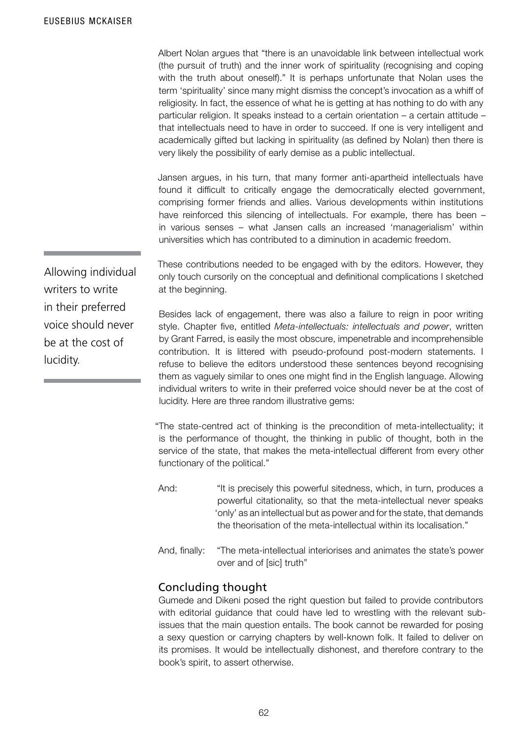Albert Nolan argues that "there is an unavoidable link between intellectual work (the pursuit of truth) and the inner work of spirituality (recognising and coping with the truth about oneself)." It is perhaps unfortunate that Nolan uses the term 'spirituality' since many might dismiss the concept's invocation as a whiff of religiosity. In fact, the essence of what he is getting at has nothing to do with any particular religion. It speaks instead to a certain orientation – a certain attitude – that intellectuals need to have in order to succeed. If one is very intelligent and academically gifted but lacking in spirituality (as defined by Nolan) then there is very likely the possibility of early demise as a public intellectual.

Jansen argues, in his turn, that many former anti-apartheid intellectuals have found it difficult to critically engage the democratically elected government, comprising former friends and allies. Various developments within institutions have reinforced this silencing of intellectuals. For example, there has been – in various senses – what Jansen calls an increased 'managerialism' within universities which has contributed to a diminution in academic freedom.

These contributions needed to be engaged with by the editors. However, they only touch cursorily on the conceptual and definitional complications I sketched at the beginning.

> Allowing individual writers to write in their preferred voice should never be at the cost of lucidity.

Besides lack of engagement, there was also a failure to reign in poor writing style. Chapter five, entitled *Meta-intellectuals: intellectuals and power*, written by Grant Farred, is easily the most obscure, impenetrable and incomprehensible contribution. It is littered with pseudo-profound post-modern statements. I refuse to believe the editors understood these sentences beyond recognising them as vaguely similar to ones one might find in the English language. Allowing individual writers to write in their preferred voice should never be at the cost of lucidity. Here are three random illustrative gems:

"The state-centred act of thinking is the precondition of meta-intellectuality; it is the performance of thought, the thinking in public of thought, both in the service of the state, that makes the meta-intellectual different from every other functionary of the political."

And: "It is precisely this powerful sitedness, which, in turn, produces a powerful citationality, so that the meta-intellectual never speaks 'only' as an intellectual but as power and for the state, that demands the theorisation of the meta-intellectual within its localisation."

And, finally: "The meta-intellectual interiorises and animates the state's power over and of [sic] truth"

## Concluding thought

Gumede and Dikeni posed the right question but failed to provide contributors with editorial guidance that could have led to wrestling with the relevant sub-issues that the main question entails. The book cannot be rewarded for posing a sexy question or carrying chapters by well-known folk. It failed to deliver on its promises. It would be intellectually dishonest, and therefore contrary to the book's spirit, to assert otherwise.